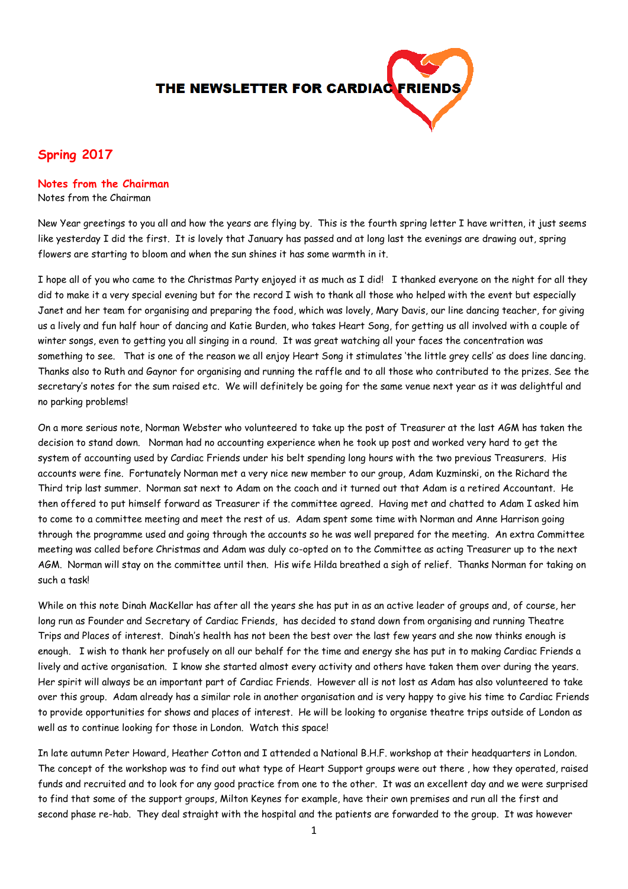# THE NEWSLETTER FOR CARDIAC FRIENDS

## Spring 2017

### Notes from the Chairman

Notes from the Chairman

New Year greetings to you all and how the years are flying by. This is the fourth spring letter I have written, it just seems like yesterday I did the first. It is lovely that January has passed and at long last the evenings are drawing out, spring flowers are starting to bloom and when the sun shines it has some warmth in it.

I hope all of you who came to the Christmas Party enjoyed it as much as I did! I thanked everyone on the night for all they did to make it a very special evening but for the record I wish to thank all those who helped with the event but especially Janet and her team for organising and preparing the food, which was lovely, Mary Davis, our line dancing teacher, for giving us a lively and fun half hour of dancing and Katie Burden, who takes Heart Song, for getting us all involved with a couple of winter songs, even to getting you all singing in a round. It was great watching all your faces the concentration was something to see. That is one of the reason we all enjoy Heart Song it stimulates 'the little grey cells' as does line dancing. Thanks also to Ruth and Gaynor for organising and running the raffle and to all those who contributed to the prizes. See the secretary's notes for the sum raised etc. We will definitely be going for the same venue next year as it was delightful and no parking problems!

On a more serious note, Norman Webster who volunteered to take up the post of Treasurer at the last AGM has taken the decision to stand down. Norman had no accounting experience when he took up post and worked very hard to get the system of accounting used by Cardiac Friends under his belt spending long hours with the two previous Treasurers. His accounts were fine. Fortunately Norman met a very nice new member to our group, Adam Kuzminski, on the Richard the Third trip last summer. Norman sat next to Adam on the coach and it turned out that Adam is a retired Accountant. He then offered to put himself forward as Treasurer if the committee agreed. Having met and chatted to Adam I asked him to come to a committee meeting and meet the rest of us. Adam spent some time with Norman and Anne Harrison going through the programme used and going through the accounts so he was well prepared for the meeting. An extra Committee meeting was called before Christmas and Adam was duly co-opted on to the Committee as acting Treasurer up to the next AGM. Norman will stay on the committee until then. His wife Hilda breathed a sigh of relief. Thanks Norman for taking on such a task!

While on this note Dinah MacKellar has after all the years she has put in as an active leader of groups and, of course, her long run as Founder and Secretary of Cardiac Friends, has decided to stand down from organising and running Theatre Trips and Places of interest. Dinah's health has not been the best over the last few years and she now thinks enough is enough. I wish to thank her profusely on all our behalf for the time and energy she has put in to making Cardiac Friends a lively and active organisation. I know she started almost every activity and others have taken them over during the years. Her spirit will always be an important part of Cardiac Friends. However all is not lost as Adam has also volunteered to take over this group. Adam already has a similar role in another organisation and is very happy to give his time to Cardiac Friends to provide opportunities for shows and places of interest. He will be looking to organise theatre trips outside of London as well as to continue looking for those in London. Watch this space!

In late autumn Peter Howard, Heather Cotton and I attended a National B.H.F. workshop at their headquarters in London. The concept of the workshop was to find out what type of Heart Support groups were out there , how they operated, raised funds and recruited and to look for any good practice from one to the other. It was an excellent day and we were surprised to find that some of the support groups, Milton Keynes for example, have their own premises and run all the first and second phase re-hab. They deal straight with the hospital and the patients are forwarded to the group. It was however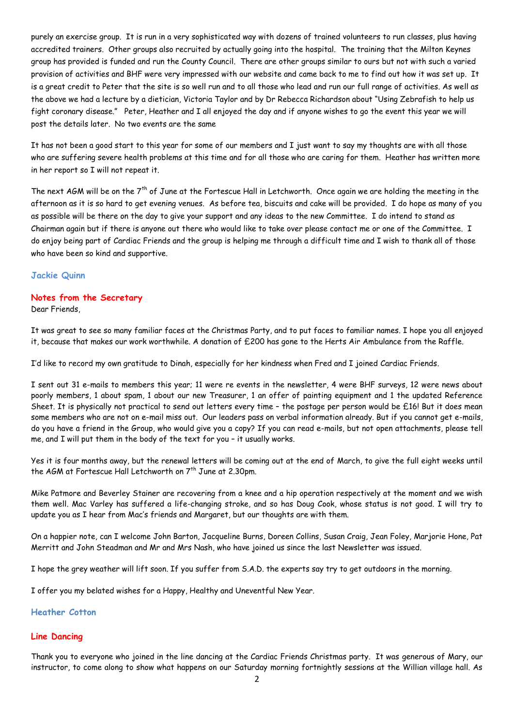purely an exercise group. It is run in a very sophisticated way with dozens of trained volunteers to run classes, plus having accredited trainers. Other groups also recruited by actually going into the hospital. The training that the Milton Keynes group has provided is funded and run the County Council. There are other groups similar to ours but not with such a varied provision of activities and BHF were very impressed with our website and came back to me to find out how it was set up. It is a great credit to Peter that the site is so well run and to all those who lead and run our full range of activities. As well as the above we had a lecture by a dietician, Victoria Taylor and by Dr Rebecca Richardson about "Using Zebrafish to help us fight coronary disease." Peter, Heather and I all enjoyed the day and if anyone wishes to go the event this year we will post the details later. No two events are the same

It has not been a good start to this year for some of our members and I just want to say my thoughts are with all those who are suffering severe health problems at this time and for all those who are caring for them. Heather has written more in her report so I will not repeat it.

The next AGM will be on the 7th of June at the Fortescue Hall in Letchworth. Once again we are holding the meeting in the afternoon as it is so hard to get evening venues. As before tea, biscuits and cake will be provided. I do hope as many of you as possible will be there on the day to give your support and any ideas to the new Committee. I do intend to stand as Chairman again but if there is anyone out there who would like to take over please contact me or one of the Committee. I do enjoy being part of Cardiac Friends and the group is helping me through a difficult time and I wish to thank all of those who have been so kind and supportive.

**Jackie Quinn**

## Notes from the Secretary

Dear Friends,

It was great to see so many familiar faces at the Christmas Party, and to put faces to familiar names. I hope you all enjoyed it, because that makes our work worthwhile. A donation of £200 has gone to the Herts Air Ambulance from the Raffle.

I'd like to record my own gratitude to Dinah, especially for her kindness when Fred and I joined Cardiac Friends.

I sent out 31 e-mails to members this year; 11 were re events in the newsletter, 4 were BHF surveys, 12 were news about poorly members, 1 about spam, 1 about our new Treasurer, 1 an offer of painting equipment and 1 the updated Reference Sheet. It is physically not practical to send out letters every time – the postage per person would be £16! But it does mean some members who are not on e-mail miss out. Our leaders pass on verbal information already. But if you cannot get e-mails, do you have a friend in the Group, who would give you a copy? If you can read e-mails, but not open attachments, please tell me, and I will put them in the body of the text for you – it usually works.

Yes it is four months away, but the renewal letters will be coming out at the end of March, to give the full eight weeks until the AGM at Fortescue Hall Letchworth on 7th June at 2.30pm.

Mike Patmore and Beverley Stainer are recovering from a knee and a hip operation respectively at the moment and we wish them well. Mac Varley has suffered a life-changing stroke, and so has Doug Cook, whose status is not good. I will try to update you as I hear from Mac's friends and Margaret, but our thoughts are with them.

On a happier note, can I welcome John Barton, Jacqueline Burns, Doreen Collins, Susan Craig, Jean Foley, Marjorie Hone, Pat Merritt and John Steadman and Mr and Mrs Nash, who have joined us since the last Newsletter was issued.

I hope the grey weather will lift soon. If you suffer from S.A.D. the experts say try to get outdoors in the morning.

I offer you my belated wishes for a Happy, Healthy and Uneventful New Year.

**Heather Cotton**

## Line Dancing

Thank you to everyone who joined in the line dancing at the Cardiac Friends Christmas party. It was generous of Mary, our instructor, to come along to show what happens on our Saturday morning fortnightly sessions at the Willian village hall. As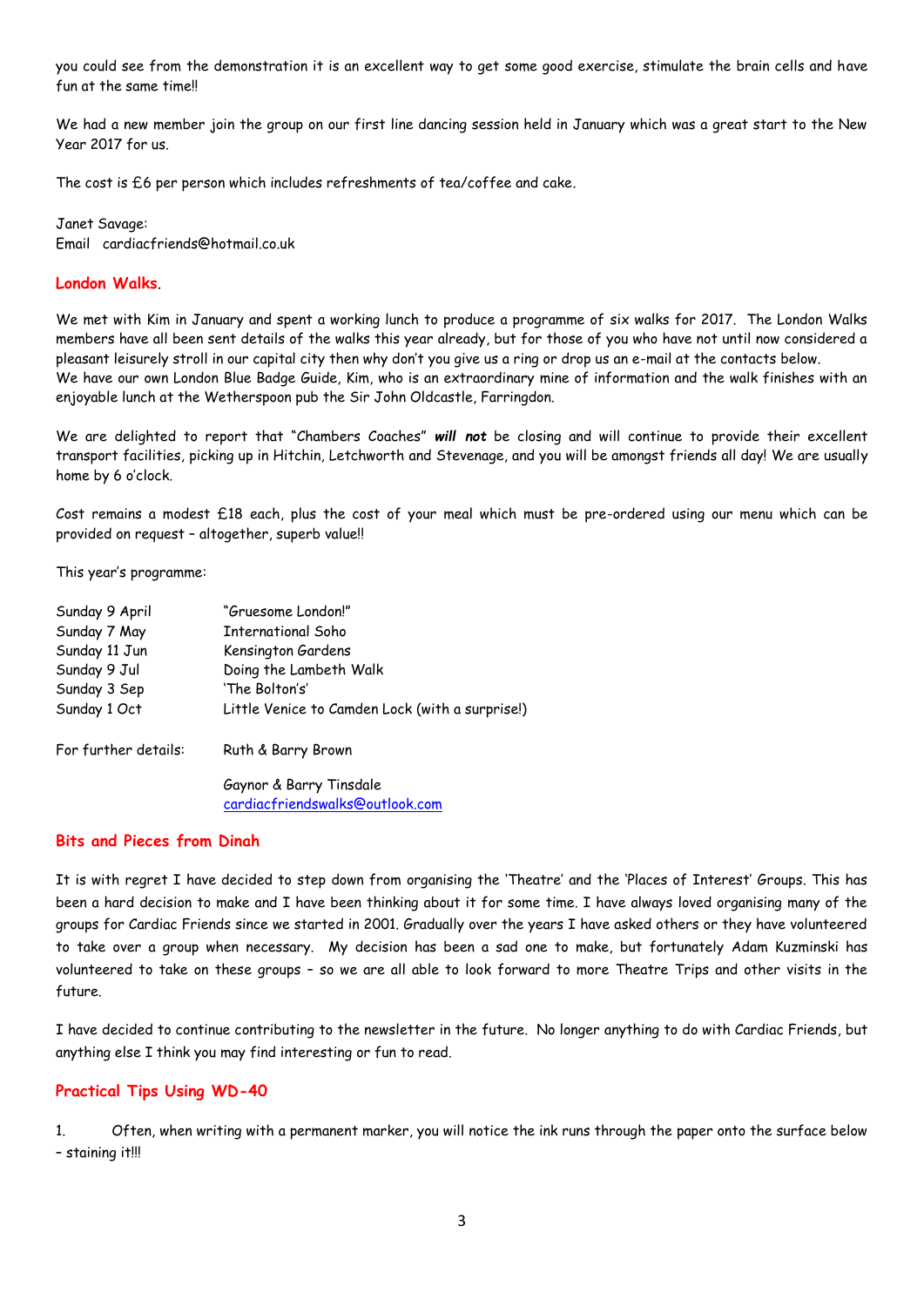you could see from the demonstration it is an excellent way to get some good exercise, stimulate the brain cells and have fun at the same time!!

We had a new member join the group on our first line dancing session held in January which was a great start to the New Year 2017 for us.

The cost is £6 per person which includes refreshments of tea/coffee and cake.

Janet Savage:
Email cardiacfriends@hotmail.co.uk

## London Walks.

We met with Kim in January and spent a working lunch to produce a programme of six walks for 2017. The London Walks members have all been sent details of the walks this year already, but for those of you who have not until now considered a pleasant leisurely stroll in our capital city then why don't you give us a ring or drop us an e-mail at the contacts below.
We have our own London Blue Badge Guide, Kim, who is an extraordinary mine of information and the walk finishes with an enjoyable lunch at the Wetherspoon pub the Sir John Oldcastle, Farringdon.

We are delighted to report that "Chambers Coaches" ***will not*** be closing and will continue to provide their excellent transport facilities, picking up in Hitchin, Letchworth and Stevenage, and you will be amongst friends all day! We are usually home by 6 o'clock.

Cost remains a modest £18 each, plus the cost of your meal which must be pre-ordered using our menu which can be provided on request – altogether, superb value!!

This year's programme:

| | |
|---|---|
| Sunday 9 April | "Gruesome London!" |
| Sunday 7 May | International Soho |
| Sunday 11 Jun | Kensington Gardens |
| Sunday 9 Jul | Doing the Lambeth Walk |
| Sunday 3 Sep | 'The Bolton's' |
| Sunday 1 Oct | Little Venice to Camden Lock (with a surprise!) |

For further details: Ruth & Barry Brown

Gaynor & Barry Tinsdale
cardiacfriendswalks@outlook.com

## Bits and Pieces from Dinah

It is with regret I have decided to step down from organising the 'Theatre' and the 'Places of Interest' Groups. This has been a hard decision to make and I have been thinking about it for some time. I have always loved organising many of the groups for Cardiac Friends since we started in 2001. Gradually over the years I have asked others or they have volunteered to take over a group when necessary. My decision has been a sad one to make, but fortunately Adam Kuzminski has volunteered to take on these groups – so we are all able to look forward to more Theatre Trips and other visits in the future.

I have decided to continue contributing to the newsletter in the future. No longer anything to do with Cardiac Friends, but anything else I think you may find interesting or fun to read.

## Practical Tips Using WD-40

1. Often, when writing with a permanent marker, you will notice the ink runs through the paper onto the surface below – staining it!!!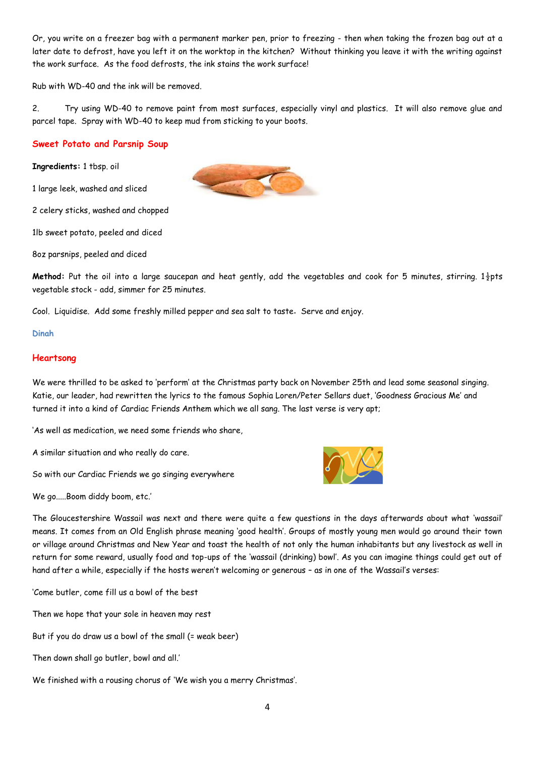Or, you write on a freezer bag with a permanent marker pen, prior to freezing - then when taking the frozen bag out at a later date to defrost, have you left it on the worktop in the kitchen? Without thinking you leave it with the writing against the work surface. As the food defrosts, the ink stains the work surface!

Rub with WD-40 and the ink will be removed.

2. Try using WD-40 to remove paint from most surfaces, especially vinyl and plastics. It will also remove glue and parcel tape. Spray with WD-40 to keep mud from sticking to your boots.

## Sweet Potato and Parsnip Soup

**Ingredients:** 1 tbsp. oil

1 large leek, washed and sliced

2 celery sticks, washed and chopped

1lb sweet potato, peeled and diced

8oz parsnips, peeled and diced

**Method:** Put the oil into a large saucepan and heat gently, add the vegetables and cook for 5 minutes, stirring. 1½pts vegetable stock - add, simmer for 25 minutes.

Cool. Liquidise. Add some freshly milled pepper and sea salt to taste. Serve and enjoy.

Dinah

## Heartsong

We were thrilled to be asked to 'perform' at the Christmas party back on November 25th and lead some seasonal singing. Katie, our leader, had rewritten the lyrics to the famous Sophia Loren/Peter Sellars duet, 'Goodness Gracious Me' and turned it into a kind of Cardiac Friends Anthem which we all sang. The last verse is very apt;

'As well as medication, we need some friends who share,

A similar situation and who really do care.

So with our Cardiac Friends we go singing everywhere

We go.....Boom diddy boom, etc.'

The Gloucestershire Wassail was next and there were quite a few questions in the days afterwards about what 'wassail' means. It comes from an Old English phrase meaning 'good health'. Groups of mostly young men would go around their town or village around Christmas and New Year and toast the health of not only the human inhabitants but any livestock as well in return for some reward, usually food and top-ups of the 'wassail (drinking) bowl'. As you can imagine things could get out of hand after a while, especially if the hosts weren't welcoming or generous – as in one of the Wassail's verses:

'Come butler, come fill us a bowl of the best

Then we hope that your sole in heaven may rest

But if you do draw us a bowl of the small (= weak beer)

Then down shall go butler, bowl and all.'

We finished with a rousing chorus of 'We wish you a merry Christmas'.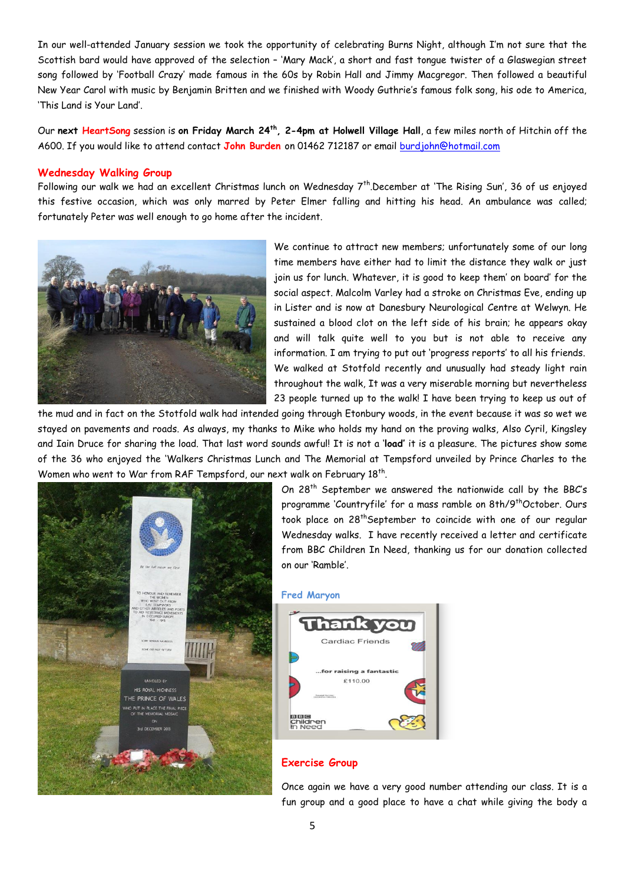In our well-attended January session we took the opportunity of celebrating Burns Night, although I'm not sure that the Scottish bard would have approved of the selection – 'Mary Mack', a short and fast tongue twister of a Glaswegian street song followed by 'Football Crazy' made famous in the 60s by Robin Hall and Jimmy Macgregor. Then followed a beautiful New Year Carol with music by Benjamin Britten and we finished with Woody Guthrie's famous folk song, his ode to America, 'This Land is Your Land'.

Our **next** **HeartSong** session is **on Friday March 24th, 2-4pm at Holwell Village Hall**, a few miles north of Hitchin off the A600. If you would like to attend contact **John Burden** on 01462 712187 or email burdjohn@hotmail.com

## Wednesday Walking Group

Following our walk we had an excellent Christmas lunch on Wednesday 7th.December at 'The Rising Sun', 36 of us enjoyed this festive occasion, which was only marred by Peter Elmer falling and hitting his head. An ambulance was called; fortunately Peter was well enough to go home after the incident.

We continue to attract new members; unfortunately some of our long time members have either had to limit the distance they walk or just join us for lunch. Whatever, it is good to keep them' on board' for the social aspect. Malcolm Varley had a stroke on Christmas Eve, ending up in Lister and is now at Danesbury Neurological Centre at Welwyn. He sustained a blood clot on the left side of his brain; he appears okay and will talk quite well to you but is not able to receive any information. I am trying to put out 'progress reports' to all his friends. We walked at Stotfold recently and unusually had steady light rain throughout the walk, It was a very miserable morning but nevertheless 23 people turned up to the walk! I have been trying to keep us out of the mud and in fact on the Stotfold walk had intended going through Etonbury woods, in the event because it was so wet we stayed on pavements and roads. As always, my thanks to Mike who holds my hand on the proving walks, Also Cyril, Kingsley and Iain Druce for sharing the load. That last word sounds awful! It is not a '**load'** it is a pleasure. The pictures show some of the 36 who enjoyed the 'Walkers Christmas Lunch and The Memorial at Tempsford unveiled by Prince Charles to the Women who went to War from RAF Tempsford, our next walk on February 18th.

On 28th September we answered the nationwide call by the BBC's programme 'Countryfile' for a mass ramble on 8th/9thOctober. Ours took place on 28thSeptember to coincide with one of our regular Wednesday walks. I have recently received a letter and certificate from BBC Children In Need, thanking us for our donation collected on our 'Ramble'.

**Fred Maryon**

## Exercise Group

Once again we have a very good number attending our class. It is a fun group and a good place to have a chat while giving the body a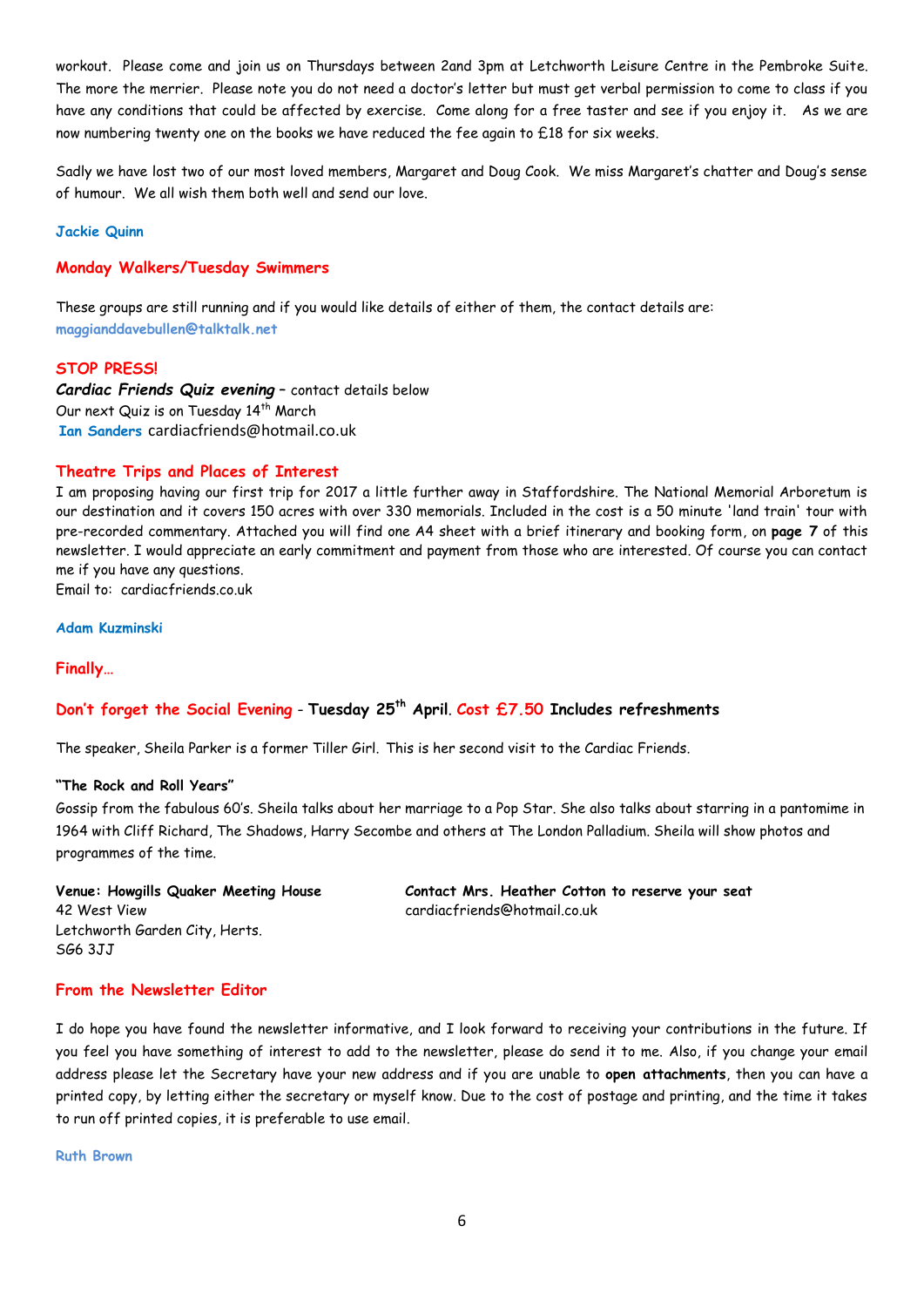workout. Please come and join us on Thursdays between 2and 3pm at Letchworth Leisure Centre in the Pembroke Suite. The more the merrier. Please note you do not need a doctor's letter but must get verbal permission to come to class if you have any conditions that could be affected by exercise. Come along for a free taster and see if you enjoy it. As we are now numbering twenty one on the books we have reduced the fee again to £18 for six weeks.

Sadly we have lost two of our most loved members, Margaret and Doug Cook. We miss Margaret's chatter and Doug's sense of humour. We all wish them both well and send our love.

**Jackie Quinn**

## Monday Walkers/Tuesday Swimmers

These groups are still running and if you would like details of either of them, the contact details are:
**maggianddavebullen@talktalk.net**

## STOP PRESS!

***Cardiac Friends Quiz evening*** – contact details below
Our next Quiz is on Tuesday 14th March
**Ian Sanders** cardiacfriends@hotmail.co.uk

## Theatre Trips and Places of Interest

I am proposing having our first trip for 2017 a little further away in Staffordshire. The National Memorial Arboretum is our destination and it covers 150 acres with over 330 memorials. Included in the cost is a 50 minute 'land train' tour with pre-recorded commentary. Attached you will find one A4 sheet with a brief itinerary and booking form, on **page 7** of this newsletter. I would appreciate an early commitment and payment from those who are interested. Of course you can contact me if you have any questions.
Email to: cardiacfriends.co.uk

**Adam Kuzminski**

## Finally…

## Don't forget the Social Evening - **Tuesday 25th April**. Cost £7.50 **Includes refreshments**

The speaker, Sheila Parker is a former Tiller Girl. This is her second visit to the Cardiac Friends.

**"The Rock and Roll Years"**
Gossip from the fabulous 60's. Sheila talks about her marriage to a Pop Star. She also talks about starring in a pantomime in 1964 with Cliff Richard, The Shadows, Harry Secombe and others at The London Palladium. Sheila will show photos and programmes of the time.

**Venue: Howgills Quaker Meeting House**
42 West View
Letchworth Garden City, Herts.
SG6 3JJ

**Contact Mrs. Heather Cotton to reserve your seat**
cardiacfriends@hotmail.co.uk

## From the Newsletter Editor

I do hope you have found the newsletter informative, and I look forward to receiving your contributions in the future. If you feel you have something of interest to add to the newsletter, please do send it to me. Also, if you change your email address please let the Secretary have your new address and if you are unable to **open attachments**, then you can have a printed copy, by letting either the secretary or myself know. Due to the cost of postage and printing, and the time it takes to run off printed copies, it is preferable to use email.

**Ruth Brown**